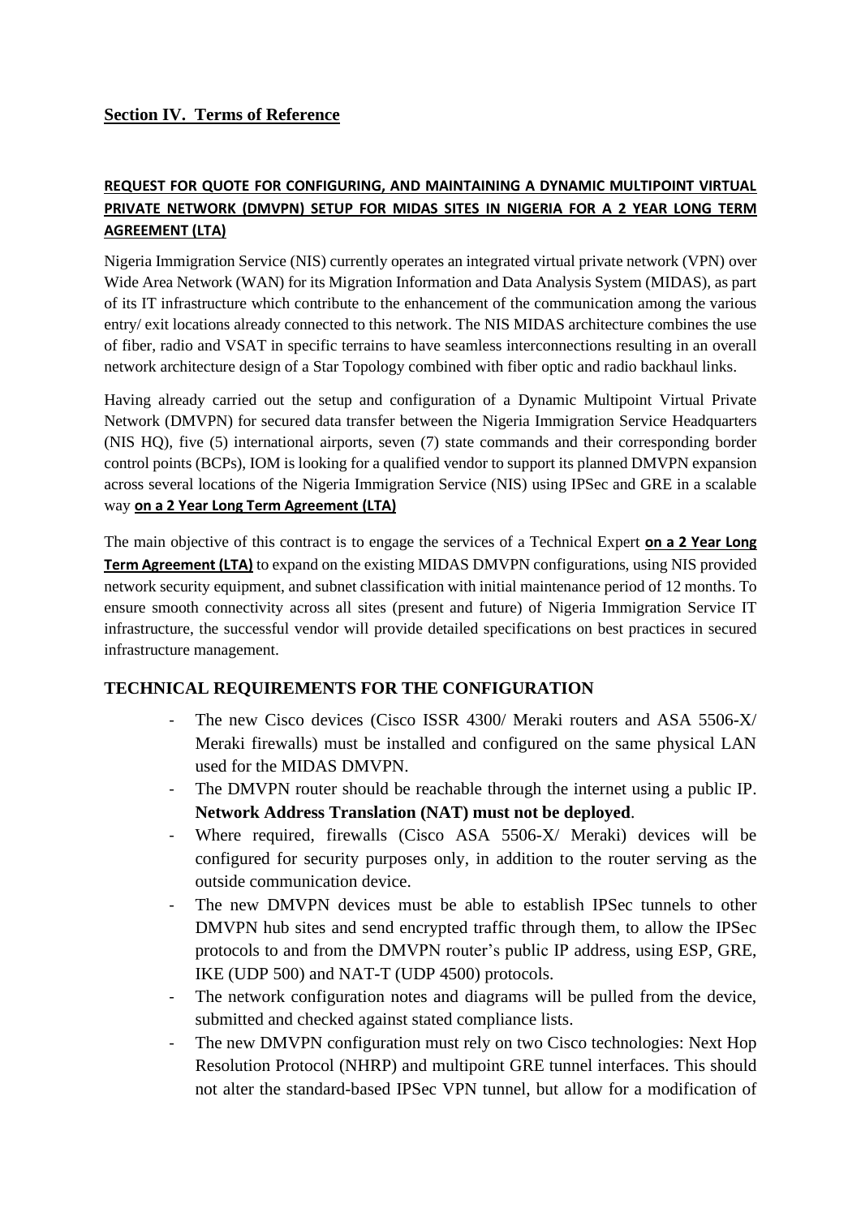## Section IV. Terms of Reference

### REQUEST FOR QUOTE FOR CONFIGURING, AND MAINTAINING A DYNAMIC MULTIPOINT VIRTUAL PRIVATE NETWORK (DMVPN) SETUP FOR MIDAS SITES IN NIGERIA FOR A 2 YEAR LONG TERM AGREEMENT (LTA)

Nigeria Immigration Service (NIS) currently operates an integrated virtual private network (VPN) over Wide Area Network (WAN) for its Migration Information and Data Analysis System (MIDAS), as part of its IT infrastructure which contribute to the enhancement of the communication among the various entry/ exit locations already connected to this network. The NIS MIDAS architecture combines the use of fiber, radio and VSAT in specific terrains to have seamless interconnections resulting in an overall network architecture design of a Star Topology combined with fiber optic and radio backhaul links.

Having already carried out the setup and configuration of a Dynamic Multipoint Virtual Private Network (DMVPN) for secured data transfer between the Nigeria Immigration Service Headquarters (NIS HQ), five (5) international airports, seven (7) state commands and their corresponding border control points (BCPs), IOM is looking for a qualified vendor to support its planned DMVPN expansion across several locations of the Nigeria Immigration Service (NIS) using IPSec and GRE in a scalable way **on a 2 Year Long Term Agreement (LTA)**

The main objective of this contract is to engage the services of a Technical Expert **on a 2 Year Long Term Agreement (LTA)** to expand on the existing MIDAS DMVPN configurations, using NIS provided network security equipment, and subnet classification with initial maintenance period of 12 months. To ensure smooth connectivity across all sites (present and future) of Nigeria Immigration Service IT infrastructure, the successful vendor will provide detailed specifications on best practices in secured infrastructure management.

### TECHNICAL REQUIREMENTS FOR THE CONFIGURATION

- The new Cisco devices (Cisco ISSR 4300/ Meraki routers and ASA 5506-X/ Meraki firewalls) must be installed and configured on the same physical LAN used for the MIDAS DMVPN.
- The DMVPN router should be reachable through the internet using a public IP. **Network Address Translation (NAT) must not be deployed**.
- Where required, firewalls (Cisco ASA 5506-X/ Meraki) devices will be configured for security purposes only, in addition to the router serving as the outside communication device.
- The new DMVPN devices must be able to establish IPSec tunnels to other DMVPN hub sites and send encrypted traffic through them, to allow the IPSec protocols to and from the DMVPN router's public IP address, using ESP, GRE, IKE (UDP 500) and NAT-T (UDP 4500) protocols.
- The network configuration notes and diagrams will be pulled from the device, submitted and checked against stated compliance lists.
- The new DMVPN configuration must rely on two Cisco technologies: Next Hop Resolution Protocol (NHRP) and multipoint GRE tunnel interfaces. This should not alter the standard-based IPSec VPN tunnel, but allow for a modification of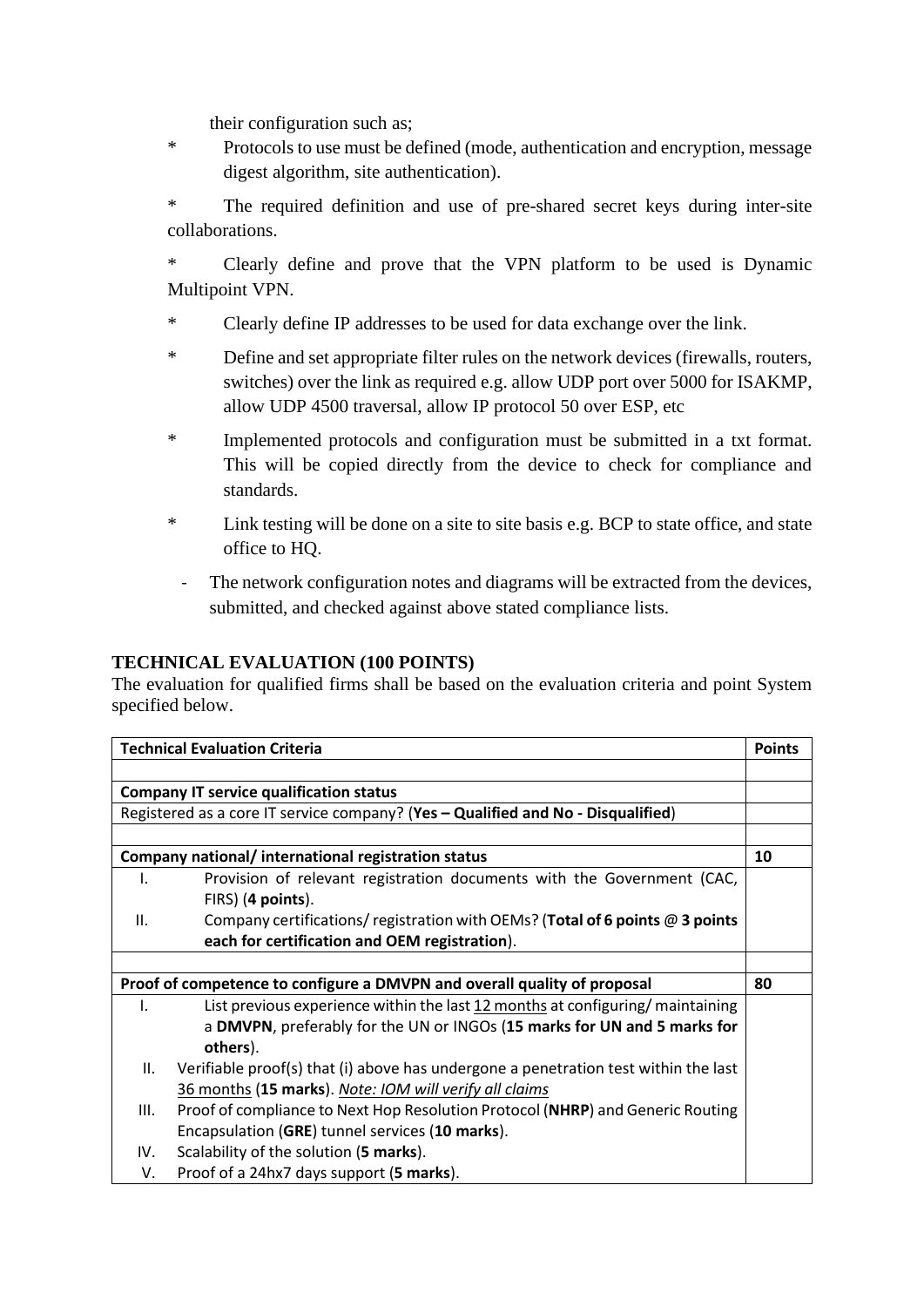their configuration such as;

* Protocols to use must be defined (mode, authentication and encryption, message digest algorithm, site authentication).

* The required definition and use of pre-shared secret keys during inter-site collaborations.

* Clearly define and prove that the VPN platform to be used is Dynamic Multipoint VPN.

* Clearly define IP addresses to be used for data exchange over the link.

* Define and set appropriate filter rules on the network devices (firewalls, routers, switches) over the link as required e.g. allow UDP port over 5000 for ISAKMP, allow UDP 4500 traversal, allow IP protocol 50 over ESP, etc

* Implemented protocols and configuration must be submitted in a txt format. This will be copied directly from the device to check for compliance and standards.

* Link testing will be done on a site to site basis e.g. BCP to state office, and state office to HQ.

- The network configuration notes and diagrams will be extracted from the devices, submitted, and checked against above stated compliance lists.

## TECHNICAL EVALUATION (100 POINTS)

The evaluation for qualified firms shall be based on the evaluation criteria and point System specified below.

| **Technical Evaluation Criteria** | **Points** |
|---|---|
| | |
| **Company IT service qualification status** | |
| Registered as a core IT service company? (**Yes – Qualified and No - Disqualified**) | |
| | |
| **Company national/ international registration status** | **10** |
| I. Provision of relevant registration documents with the Government (CAC, FIRS) (**4 points**).<br>II. Company certifications/ registration with OEMs? (**Total of 6 points @ 3 points each for certification and OEM registration**). | |
| | |
| **Proof of competence to configure a DMVPN and overall quality of proposal** | **80** |
| I. List previous experience within the last <u>12 months</u> at configuring/ maintaining a **DMVPN**, preferably for the UN or INGOs (**15 marks for UN and 5 marks for others**).<br>II. Verifiable proof(s) that (i) above has undergone a penetration test within the last <u>36 months</u> (**15 marks**). *<u>Note: IOM will verify all claims</u>*<br>III. Proof of compliance to Next Hop Resolution Protocol (**NHRP**) and Generic Routing Encapsulation (**GRE**) tunnel services (**10 marks**).<br>IV. Scalability of the solution (**5 marks**).<br>V. Proof of a 24hx7 days support (**5 marks**). | |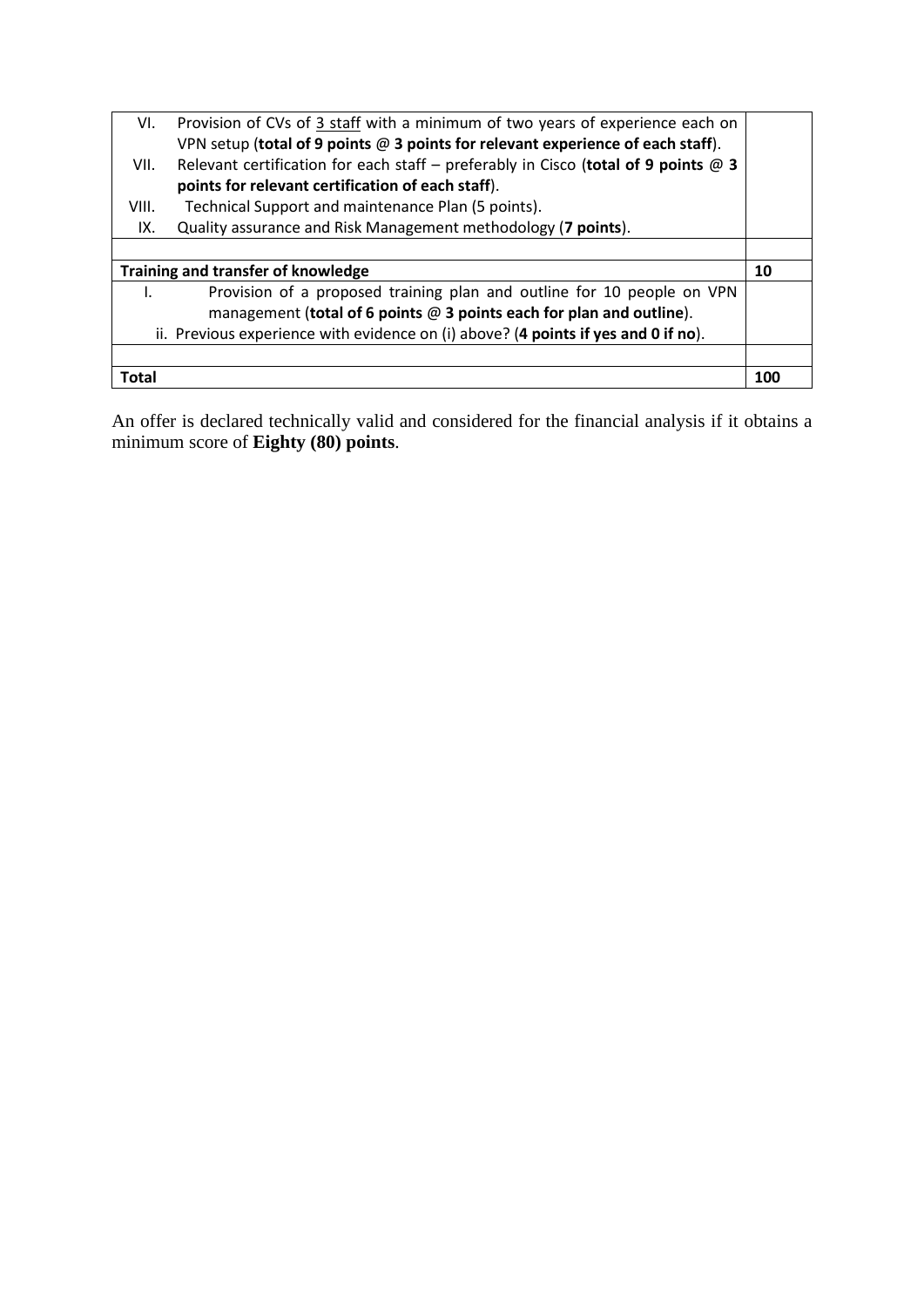| | |
|---|---|
| VI. Provision of CVs of <u>3 staff</u> with a minimum of two years of experience each on VPN setup (**total of 9 points @ 3 points for relevant experience of each staff**).<br>VII. Relevant certification for each staff – preferably in Cisco (**total of 9 points @ 3 points for relevant certification of each staff**).<br>VIII. Technical Support and maintenance Plan (5 points).<br>IX. Quality assurance and Risk Management methodology (**7 points**). | |
| | |
| **Training and transfer of knowledge** | **10** |
| I. Provision of a proposed training plan and outline for 10 people on VPN management (**total of 6 points @ 3 points each for plan and outline**).<br>ii. Previous experience with evidence on (i) above? (**4 points if yes and 0 if no**). | |
| | |
| **Total** | **100** |

An offer is declared technically valid and considered for the financial analysis if it obtains a minimum score of **Eighty (80) points**.